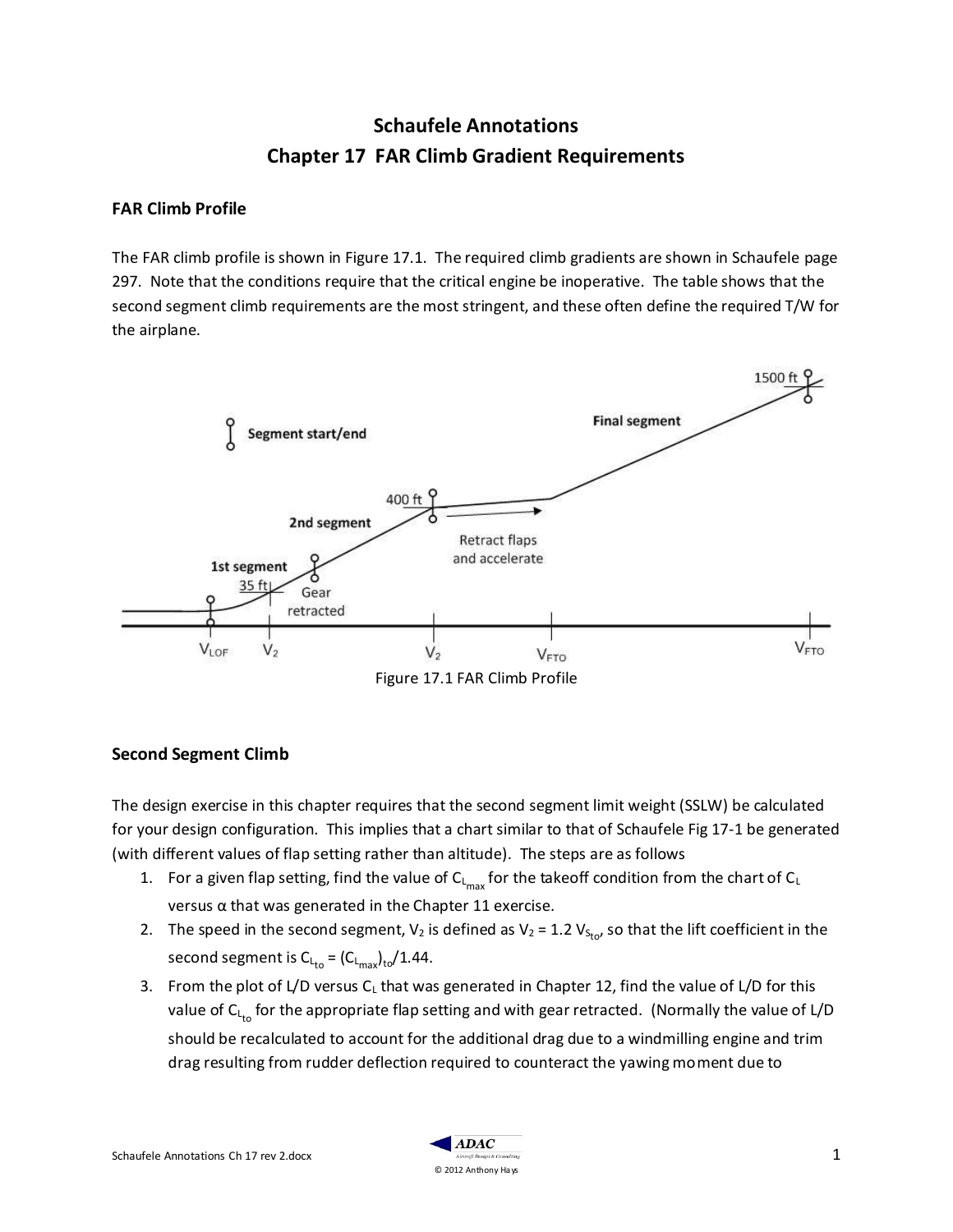# Schaufele Annotations
# Chapter 17 FAR Climb Gradient Requirements

## FAR Climb Profile

The FAR climb profile is shown in Figure 17.1. The required climb gradients are shown in Schaufele page 297. Note that the conditions require that the critical engine be inoperative. The table shows that the second segment climb requirements are the most stringent, and these often define the required T/W for the airplane.

Figure 17.1 FAR Climb Profile

## Second Segment Climb

The design exercise in this chapter requires that the second segment limit weight (SSLW) be calculated for your design configuration. This implies that a chart similar to that of Schaufele Fig 17-1 be generated (with different values of flap setting rather than altitude). The steps are as follows

1. For a given flap setting, find the value of $C_{L_{max}}$ for the takeoff condition from the chart of $C_L$ versus α that was generated in the Chapter 11 exercise.
2. The speed in the second segment, $V_2$ is defined as $V_2 = 1.2\ V_{S_{to}}$, so that the lift coefficient in the second segment is $C_{L_{to}} = (C_{L_{max}})_{to}/1.44$.
3. From the plot of L/D versus $C_L$ that was generated in Chapter 12, find the value of L/D for this value of $C_{L_{to}}$ for the appropriate flap setting and with gear retracted. (Normally the value of L/D should be recalculated to account for the additional drag due to a windmilling engine and trim drag resulting from rudder deflection required to counteract the yawing moment due to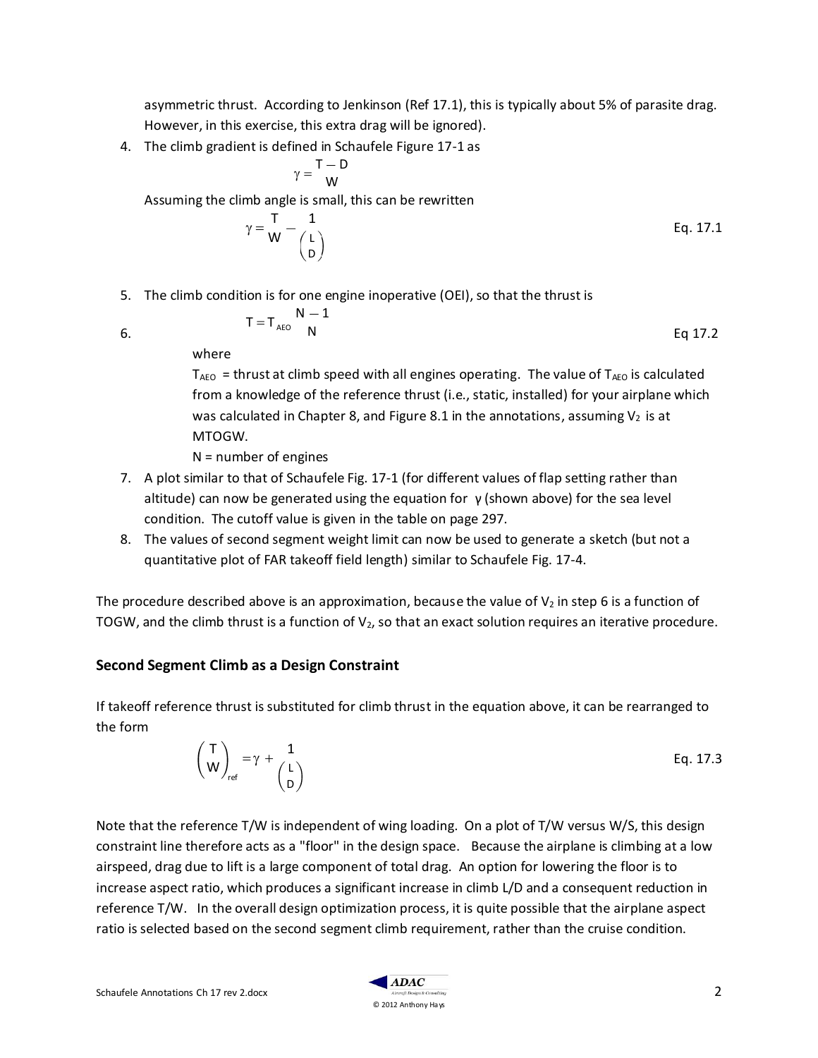asymmetric thrust. According to Jenkinson (Ref 17.1), this is typically about 5% of parasite drag. However, in this exercise, this extra drag will be ignored).

4. The climb gradient is defined in Schaufele Figure 17-1 as

$$\gamma = \frac{T - D}{W}$$

Assuming the climb angle is small, this can be rewritten

$$\gamma = \frac{T}{W} - \frac{1}{\left(\frac{L}{D}\right)} \qquad \text{Eq. 17.1}$$

5. The climb condition is for one engine inoperative (OEI), so that the thrust is

6. $$T = T_{AEO}\frac{N - 1}{N} \qquad \text{Eq 17.2}$$

   where

   $T_{AEO}$ = thrust at climb speed with all engines operating. The value of $T_{AEO}$ is calculated from a knowledge of the reference thrust (i.e., static, installed) for your airplane which was calculated in Chapter 8, and Figure 8.1 in the annotations, assuming $V_2$ is at MTOGW.

   N = number of engines

7. A plot similar to that of Schaufele Fig. 17-1 (for different values of flap setting rather than altitude) can now be generated using the equation for γ (shown above) for the sea level condition. The cutoff value is given in the table on page 297.
8. The values of second segment weight limit can now be used to generate a sketch (but not a quantitative plot of FAR takeoff field length) similar to Schaufele Fig. 17-4.

The procedure described above is an approximation, because the value of $V_2$ in step 6 is a function of TOGW, and the climb thrust is a function of $V_2$, so that an exact solution requires an iterative procedure.

### Second Segment Climb as a Design Constraint

If takeoff reference thrust is substituted for climb thrust in the equation above, it can be rearranged to the form

$$\left(\frac{T}{W}\right)_{ref} = \gamma + \frac{1}{\left(\frac{L}{D}\right)} \qquad \text{Eq. 17.3}$$

Note that the reference T/W is independent of wing loading. On a plot of T/W versus W/S, this design constraint line therefore acts as a "floor" in the design space. Because the airplane is climbing at a low airspeed, drag due to lift is a large component of total drag. An option for lowering the floor is to increase aspect ratio, which produces a significant increase in climb L/D and a consequent reduction in reference T/W. In the overall design optimization process, it is quite possible that the airplane aspect ratio is selected based on the second segment climb requirement, rather than the cruise condition.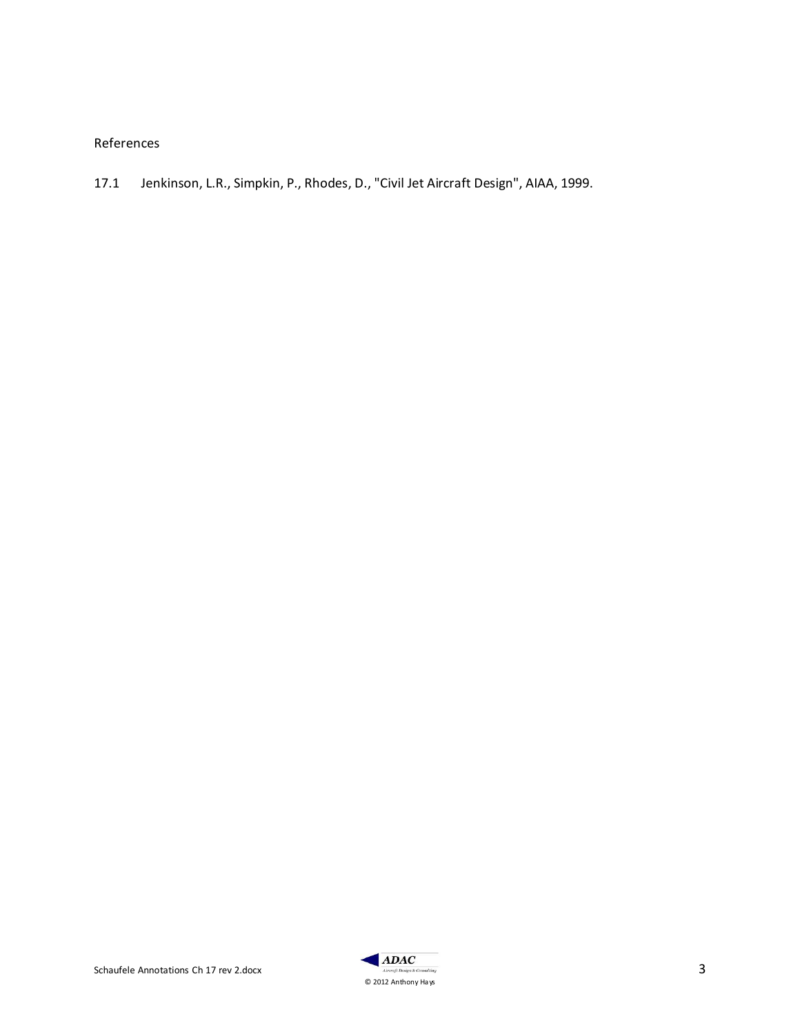## References

17.1 Jenkinson, L.R., Simpkin, P., Rhodes, D., "Civil Jet Aircraft Design", AIAA, 1999.